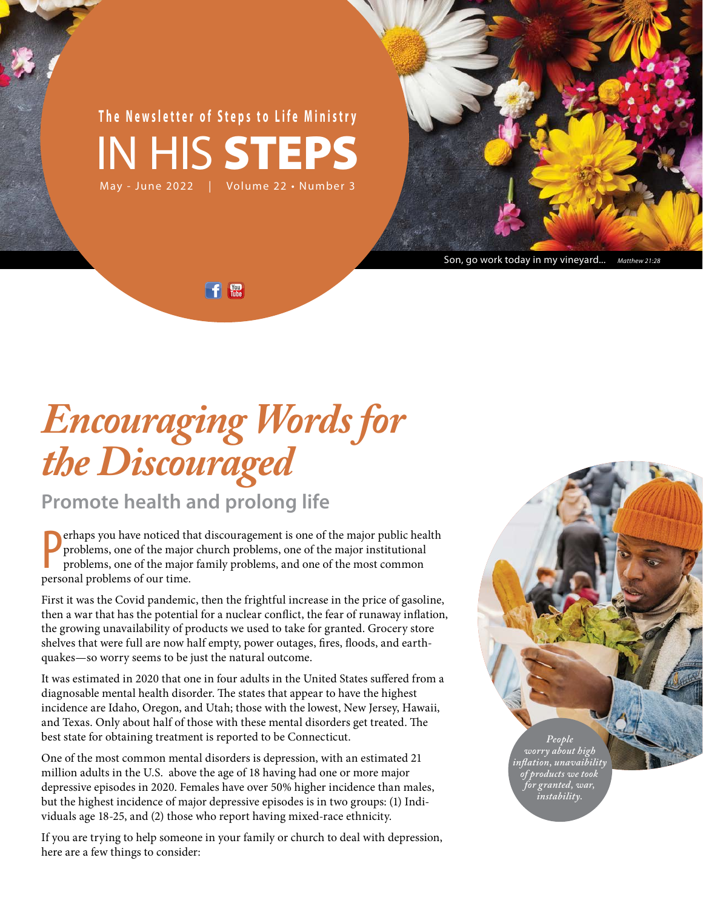The Newsletter of Steps to Life Ministry

# IN HIS STEPS

May - June 2022 | Volume 22 • Number 3

Son, go work today in my vineyard... *Matthew 21:28*

# *Encouraging Words for the Discouraged*

## Promote health and prolong life

Perhaps you have noticed that discouragement is one of the major public health problems, one of the major church problems, one of the major institutional problems, one of the major family problems, and one of the most common personal problems of our time.

First it was the Covid pandemic, then the frightful increase in the price of gasoline, then a war that has the potential for a nuclear conflict, the fear of runaway inflation, the growing unavailability of products we used to take for granted. Grocery store shelves that were full are now half empty, power outages, fires, floods, and earthquakes—so worry seems to be just the natural outcome.

It was estimated in 2020 that one in four adults in the United States suffered from a diagnosable mental health disorder. The states that appear to have the highest incidence are Idaho, Oregon, and Utah; those with the lowest, New Jersey, Hawaii, and Texas. Only about half of those with these mental disorders get treated. The best state for obtaining treatment is reported to be Connecticut.

One of the most common mental disorders is depression, with an estimated 21 million adults in the U.S. above the age of 18 having had one or more major depressive episodes in 2020. Females have over 50% higher incidence than males, but the highest incidence of major depressive episodes is in two groups: (1) Individuals age 18-25, and (2) those who report having mixed-race ethnicity.

If you are trying to help someone in your family or church to deal with depression, here are a few things to consider:

*People worry about high inflation, unavaibility of products we took for granted, war, instability.*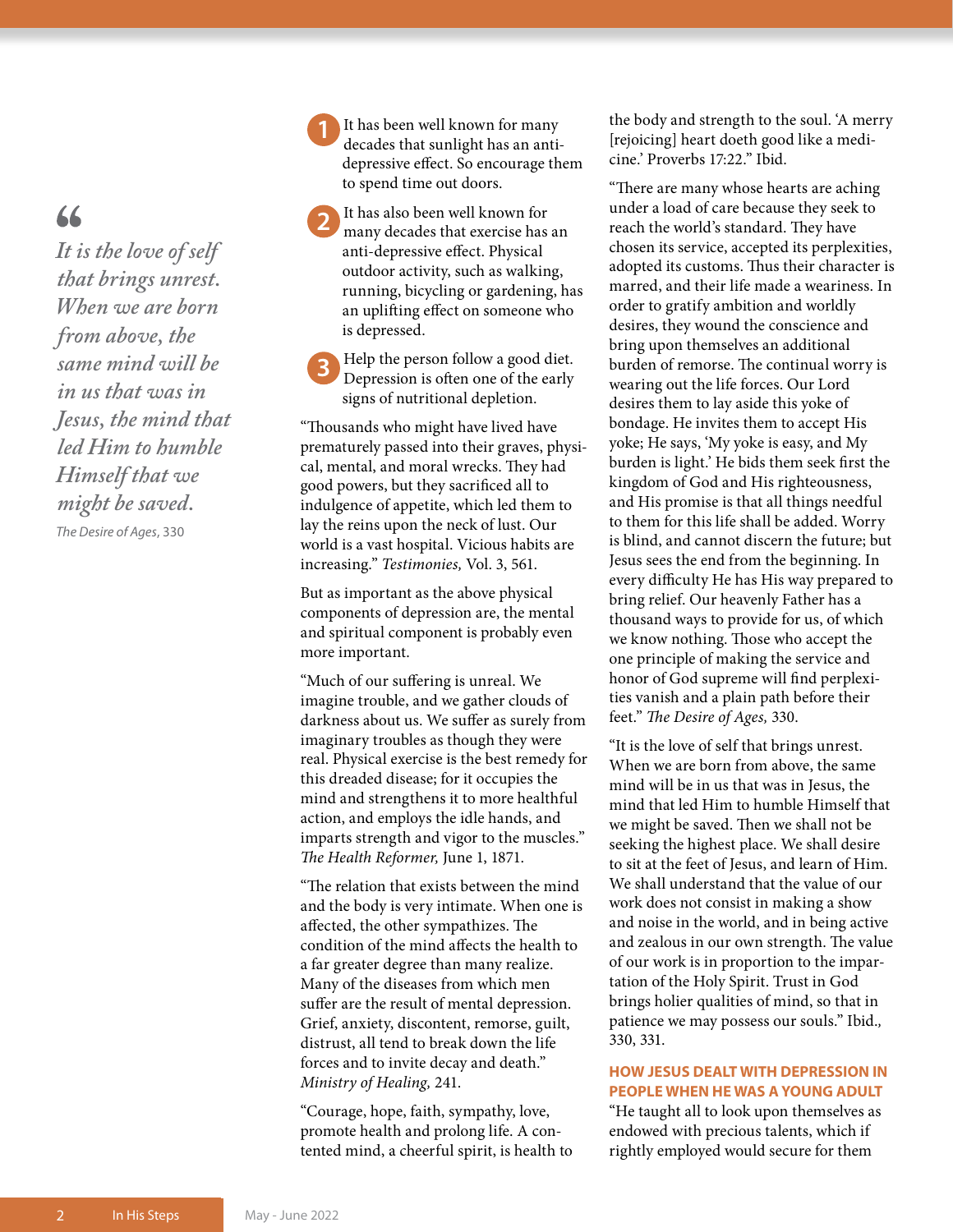> “
> *It is the love of self that brings unrest. When we are born from above, the same mind will be in us that was in Jesus, the mind that led Him to humble Himself that we might be saved.*
> *The Desire of Ages*, 330

1. It has been well known for many decades that sunlight has an anti-depressive effect. So encourage them to spend time out doors.
2. It has also been well known for many decades that exercise has an anti-depressive effect. Physical outdoor activity, such as walking, running, bicycling or gardening, has an uplifting effect on someone who is depressed.
3. Help the person follow a good diet. Depression is often one of the early signs of nutritional depletion.

“Thousands who might have lived have prematurely passed into their graves, physical, mental, and moral wrecks. They had good powers, but they sacrificed all to indulgence of appetite, which led them to lay the reins upon the neck of lust. Our world is a vast hospital. Vicious habits are increasing.” *Testimonies,* Vol. 3, 561.

But as important as the above physical components of depression are, the mental and spiritual component is probably even more important.

“Much of our suffering is unreal. We imagine trouble, and we gather clouds of darkness about us. We suffer as surely from imaginary troubles as though they were real. Physical exercise is the best remedy for this dreaded disease; for it occupies the mind and strengthens it to more healthful action, and employs the idle hands, and imparts strength and vigor to the muscles.” *The Health Reformer,* June 1, 1871.

“The relation that exists between the mind and the body is very intimate. When one is affected, the other sympathizes. The condition of the mind affects the health to a far greater degree than many realize. Many of the diseases from which men suffer are the result of mental depression. Grief, anxiety, discontent, remorse, guilt, distrust, all tend to break down the life forces and to invite decay and death.” *Ministry of Healing,* 241.

“Courage, hope, faith, sympathy, love, promote health and prolong life. A contented mind, a cheerful spirit, is health to the body and strength to the soul. ‘A merry [rejoicing] heart doeth good like a medicine.’ Proverbs 17:22.” Ibid.

“There are many whose hearts are aching under a load of care because they seek to reach the world’s standard. They have chosen its service, accepted its perplexities, adopted its customs. Thus their character is marred, and their life made a weariness. In order to gratify ambition and worldly desires, they wound the conscience and bring upon themselves an additional burden of remorse. The continual worry is wearing out the life forces. Our Lord desires them to lay aside this yoke of bondage. He invites them to accept His yoke; He says, ‘My yoke is easy, and My burden is light.’ He bids them seek first the kingdom of God and His righteousness, and His promise is that all things needful to them for this life shall be added. Worry is blind, and cannot discern the future; but Jesus sees the end from the beginning. In every difficulty He has His way prepared to bring relief. Our heavenly Father has a thousand ways to provide for us, of which we know nothing. Those who accept the one principle of making the service and honor of God supreme will find perplexities vanish and a plain path before their feet.” *The Desire of Ages,* 330.

“It is the love of self that brings unrest. When we are born from above, the same mind will be in us that was in Jesus, the mind that led Him to humble Himself that we might be saved. Then we shall not be seeking the highest place. We shall desire to sit at the feet of Jesus, and learn of Him. We shall understand that the value of our work does not consist in making a show and noise in the world, and in being active and zealous in our own strength. The value of our work is in proportion to the impartation of the Holy Spirit. Trust in God brings holier qualities of mind, so that in patience we may possess our souls.” Ibid., 330, 331.

## HOW JESUS DEALT WITH DEPRESSION IN PEOPLE WHEN HE WAS A YOUNG ADULT

“He taught all to look upon themselves as endowed with precious talents, which if rightly employed would secure for them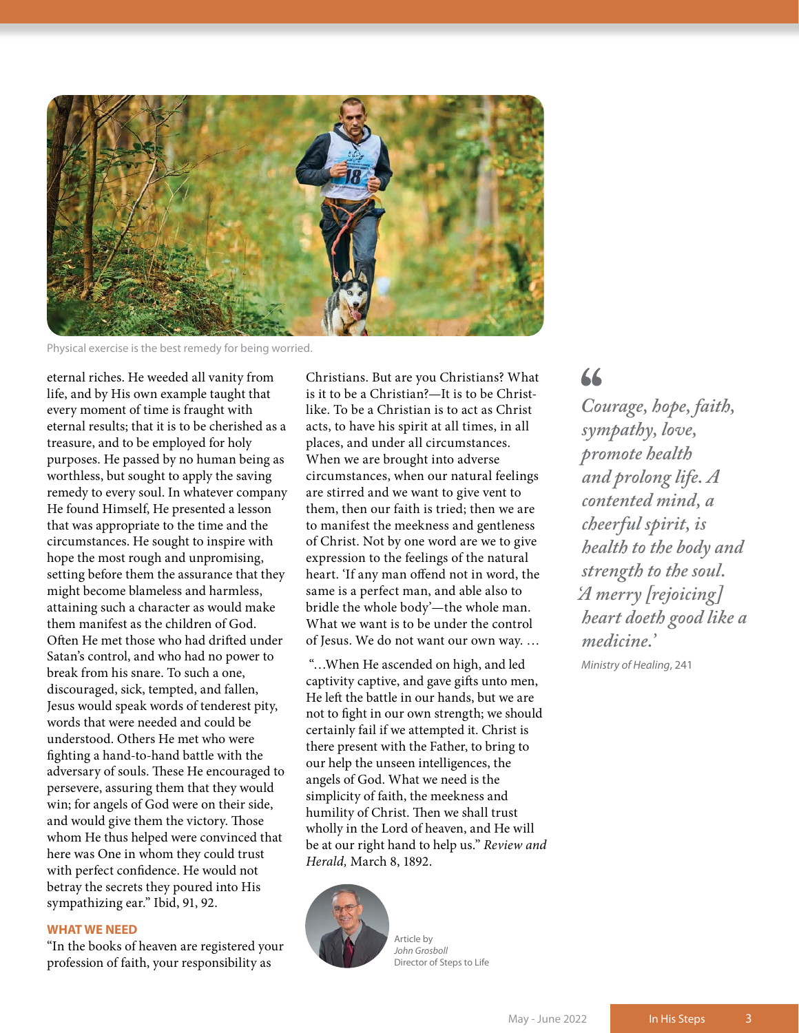Physical exercise is the best remedy for being worried.

eternal riches. He weeded all vanity from life, and by His own example taught that every moment of time is fraught with eternal results; that it is to be cherished as a treasure, and to be employed for holy purposes. He passed by no human being as worthless, but sought to apply the saving remedy to every soul. In whatever company He found Himself, He presented a lesson that was appropriate to the time and the circumstances. He sought to inspire with hope the most rough and unpromising, setting before them the assurance that they might become blameless and harmless, attaining such a character as would make them manifest as the children of God. Often He met those who had drifted under Satan's control, and who had no power to break from his snare. To such a one, discouraged, sick, tempted, and fallen, Jesus would speak words of tenderest pity, words that were needed and could be understood. Others He met who were fighting a hand-to-hand battle with the adversary of souls. These He encouraged to persevere, assuring them that they would win; for angels of God were on their side, and would give them the victory. Those whom He thus helped were convinced that here was One in whom they could trust with perfect confidence. He would not betray the secrets they poured into His sympathizing ear." Ibid, 91, 92.

## WHAT WE NEED

"In the books of heaven are registered your profession of faith, your responsibility as Christians. But are you Christians? What is it to be a Christian?—It is to be Christ-like. To be a Christian is to act as Christ acts, to have his spirit at all times, in all places, and under all circumstances. When we are brought into adverse circumstances, when our natural feelings are stirred and we want to give vent to them, then our faith is tried; then we are to manifest the meekness and gentleness of Christ. Not by one word are we to give expression to the feelings of the natural heart. 'If any man offend not in word, the same is a perfect man, and able also to bridle the whole body'—the whole man. What we want is to be under the control of Jesus. We do not want our own way. …

"…When He ascended on high, and led captivity captive, and gave gifts unto men, He left the battle in our hands, but we are not to fight in our own strength; we should certainly fail if we attempted it. Christ is there present with the Father, to bring to our help the unseen intelligences, the angels of God. What we need is the simplicity of faith, the meekness and humility of Christ. Then we shall trust wholly in the Lord of heaven, and He will be at our right hand to help us." *Review and Herald,* March 8, 1892.

Article by *John Grosboll*
Director of Steps to Life

> *Courage, hope, faith, sympathy, love, promote health and prolong life. A contented mind, a cheerful spirit, is health to the body and strength to the soul. 'A merry [rejoicing] heart doeth good like a medicine.'*
>
> *Ministry of Healing*, 241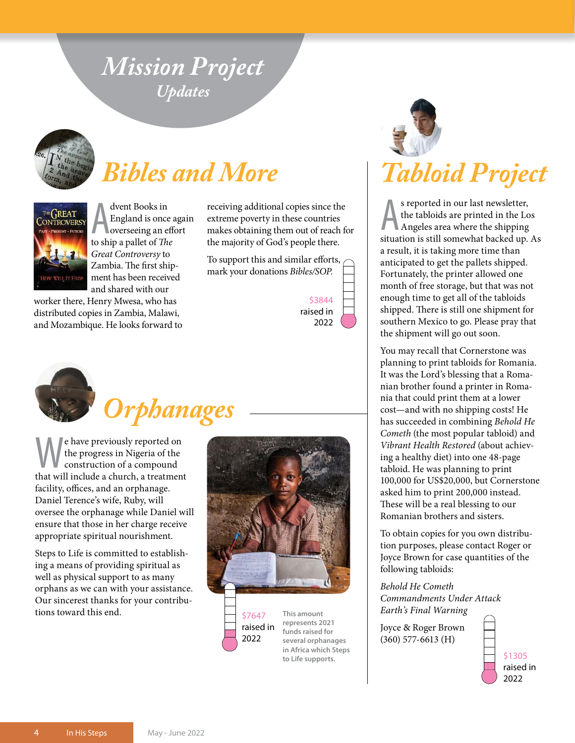# Mission Project Updates

## Bibles and More

Advent Books in England is once again overseeing an effort to ship a pallet of *The Great Controversy* to Zambia. The first shipment has been received and shared with our worker there, Henry Mwesa, who has distributed copies in Zambia, Malawi, and Mozambique. He looks forward to receiving additional copies since the extreme poverty in these countries makes obtaining them out of reach for the majority of God's people there.

To support this and similar efforts, mark your donations *Bibles/SOP.*

$3844 raised in 2022

## Orphanages

We have previously reported on the progress in Nigeria of the construction of a compound that will include a church, a treatment facility, offices, and an orphanage. Daniel Terence's wife, Ruby, will oversee the orphanage while Daniel will ensure that those in her charge receive appropriate spiritual nourishment.

Steps to Life is committed to establishing a means of providing spiritual as well as physical support to as many orphans as we can with your assistance. Our sincerest thanks for your contributions toward this end.

$7647 raised in 2022

**This amount represents 2021 funds raised for several orphanages in Africa which Steps to Life supports.**

## Tabloid Project

As reported in our last newsletter, the tabloids are printed in the Los Angeles area where the shipping situation is still somewhat backed up. As a result, it is taking more time than anticipated to get the pallets shipped. Fortunately, the printer allowed one month of free storage, but that was not enough time to get all of the tabloids shipped. There is still one shipment for southern Mexico to go. Please pray that the shipment will go out soon.

You may recall that Cornerstone was planning to print tabloids for Romania. It was the Lord's blessing that a Romanian brother found a printer in Romania that could print them at a lower cost—and with no shipping costs! He has succeeded in combining *Behold He Cometh* (the most popular tabloid) and *Vibrant Health Restored* (about achieving a healthy diet) into one 48-page tabloid. He was planning to print 100,000 for US$20,000, but Cornerstone asked him to print 200,000 instead. These will be a real blessing to our Romanian brothers and sisters.

To obtain copies for you own distribution purposes, please contact Roger or Joyce Brown for case quantities of the following tabloids:

*Behold He Cometh*
*Commandments Under Attack*
*Earth's Final Warning*

Joyce & Roger Brown
(360) 577-6613 (H)

$1305 raised in 2022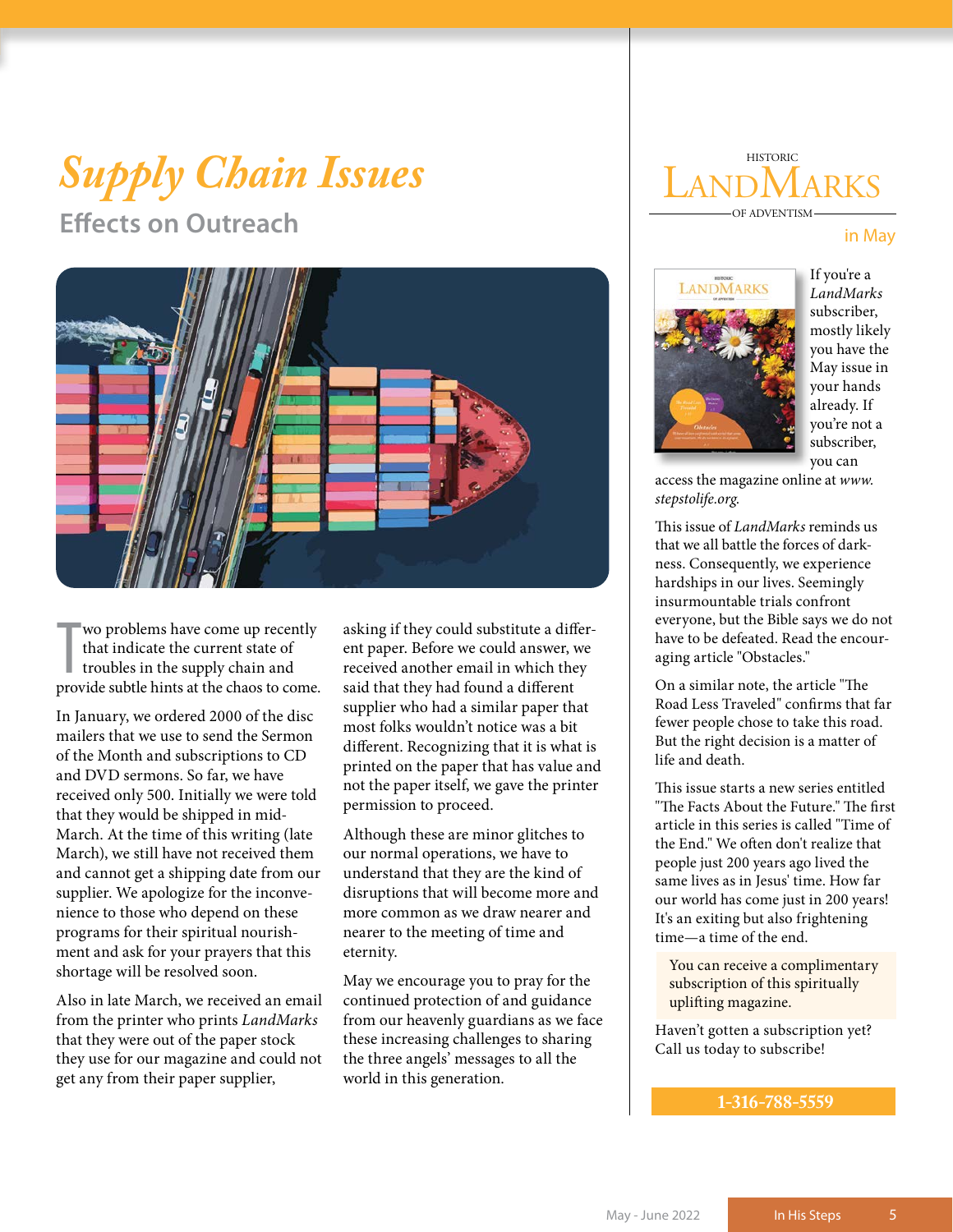# Supply Chain Issues

## Effects on Outreach

Two problems have come up recently that indicate the current state of troubles in the supply chain and provide subtle hints at the chaos to come.

In January, we ordered 2000 of the disc mailers that we use to send the Sermon of the Month and subscriptions to CD and DVD sermons. So far, we have received only 500. Initially we were told that they would be shipped in mid-March. At the time of this writing (late March), we still have not received them and cannot get a shipping date from our supplier. We apologize for the inconvenience to those who depend on these programs for their spiritual nourishment and ask for your prayers that this shortage will be resolved soon.

Also in late March, we received an email from the printer who prints *LandMarks* that they were out of the paper stock they use for our magazine and could not get any from their paper supplier, asking if they could substitute a different paper. Before we could answer, we received another email in which they said that they had found a different supplier who had a similar paper that most folks wouldn't notice was a bit different. Recognizing that it is what is printed on the paper that has value and not the paper itself, we gave the printer permission to proceed.

Although these are minor glitches to our normal operations, we have to understand that they are the kind of disruptions that will become more and more common as we draw nearer and nearer to the meeting of time and eternity.

May we encourage you to pray for the continued protection of and guidance from our heavenly guardians as we face these increasing challenges to sharing the three angels' messages to all the world in this generation.

## Historic LandMarks of Adventism in May

If you're a *LandMarks* subscriber, mostly likely you have the May issue in your hands already. If you're not a subscriber, you can access the magazine online at *www.stepstolife.org*.

This issue of *LandMarks* reminds us that we all battle the forces of darkness. Consequently, we experience hardships in our lives. Seemingly insurmountable trials confront everyone, but the Bible says we do not have to be defeated. Read the encouraging article "Obstacles."

On a similar note, the article "The Road Less Traveled" confirms that far fewer people chose to take this road. But the right decision is a matter of life and death.

This issue starts a new series entitled "The Facts About the Future." The first article in this series is called "Time of the End." We often don't realize that people just 200 years ago lived the same lives as in Jesus' time. How far our world has come just in 200 years! It's an exiting but also frightening time—a time of the end.

You can receive a complimentary subscription of this spiritually uplifting magazine.

Haven't gotten a subscription yet? Call us today to subscribe!

**1-316-788-5559**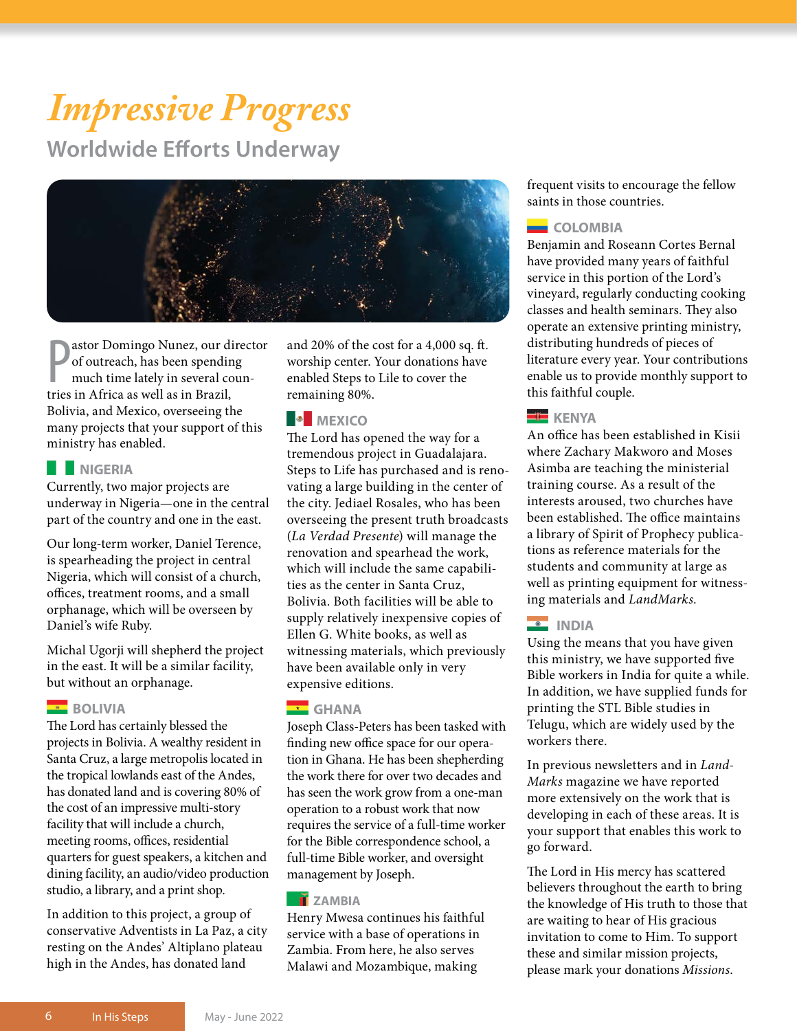# *Impressive Progress*

## Worldwide Efforts Underway

Pastor Domingo Nunez, our director of outreach, has been spending much time lately in several countries in Africa as well as in Brazil, Bolivia, and Mexico, overseeing the many projects that your support of this ministry has enabled.

### NIGERIA

Currently, two major projects are underway in Nigeria—one in the central part of the country and one in the east.

Our long-term worker, Daniel Terence, is spearheading the project in central Nigeria, which will consist of a church, offices, treatment rooms, and a small orphanage, which will be overseen by Daniel's wife Ruby.

Michal Ugorji will shepherd the project in the east. It will be a similar facility, but without an orphanage.

### BOLIVIA

The Lord has certainly blessed the projects in Bolivia. A wealthy resident in Santa Cruz, a large metropolis located in the tropical lowlands east of the Andes, has donated land and is covering 80% of the cost of an impressive multi-story facility that will include a church, meeting rooms, offices, residential quarters for guest speakers, a kitchen and dining facility, an audio/video production studio, a library, and a print shop.

In addition to this project, a group of conservative Adventists in La Paz, a city resting on the Andes' Altiplano plateau high in the Andes, has donated land and 20% of the cost for a 4,000 sq. ft. worship center. Your donations have enabled Steps to Lile to cover the remaining 80%.

### MEXICO

The Lord has opened the way for a tremendous project in Guadalajara. Steps to Life has purchased and is renovating a large building in the center of the city. Jediael Rosales, who has been overseeing the present truth broadcasts (*La Verdad Presente*) will manage the renovation and spearhead the work, which will include the same capabilities as the center in Santa Cruz, Bolivia. Both facilities will be able to supply relatively inexpensive copies of Ellen G. White books, as well as witnessing materials, which previously have been available only in very expensive editions.

### GHANA

Joseph Class-Peters has been tasked with finding new office space for our operation in Ghana. He has been shepherding the work there for over two decades and has seen the work grow from a one-man operation to a robust work that now requires the service of a full-time worker for the Bible correspondence school, a full-time Bible worker, and oversight management by Joseph.

### ZAMBIA

Henry Mwesa continues his faithful service with a base of operations in Zambia. From here, he also serves Malawi and Mozambique, making frequent visits to encourage the fellow saints in those countries.

### COLOMBIA

Benjamin and Roseann Cortes Bernal have provided many years of faithful service in this portion of the Lord's vineyard, regularly conducting cooking classes and health seminars. They also operate an extensive printing ministry, distributing hundreds of pieces of literature every year. Your contributions enable us to provide monthly support to this faithful couple.

### KENYA

An office has been established in Kisii where Zachary Makworo and Moses Asimba are teaching the ministerial training course. As a result of the interests aroused, two churches have been established. The office maintains a library of Spirit of Prophecy publications as reference materials for the students and community at large as well as printing equipment for witnessing materials and *LandMarks*.

### INDIA

Using the means that you have given this ministry, we have supported five Bible workers in India for quite a while. In addition, we have supplied funds for printing the STL Bible studies in Telugu, which are widely used by the workers there.

In previous newsletters and in *LandMarks* magazine we have reported more extensively on the work that is developing in each of these areas. It is your support that enables this work to go forward.

The Lord in His mercy has scattered believers throughout the earth to bring the knowledge of His truth to those that are waiting to hear of His gracious invitation to come to Him. To support these and similar mission projects, please mark your donations *Missions*.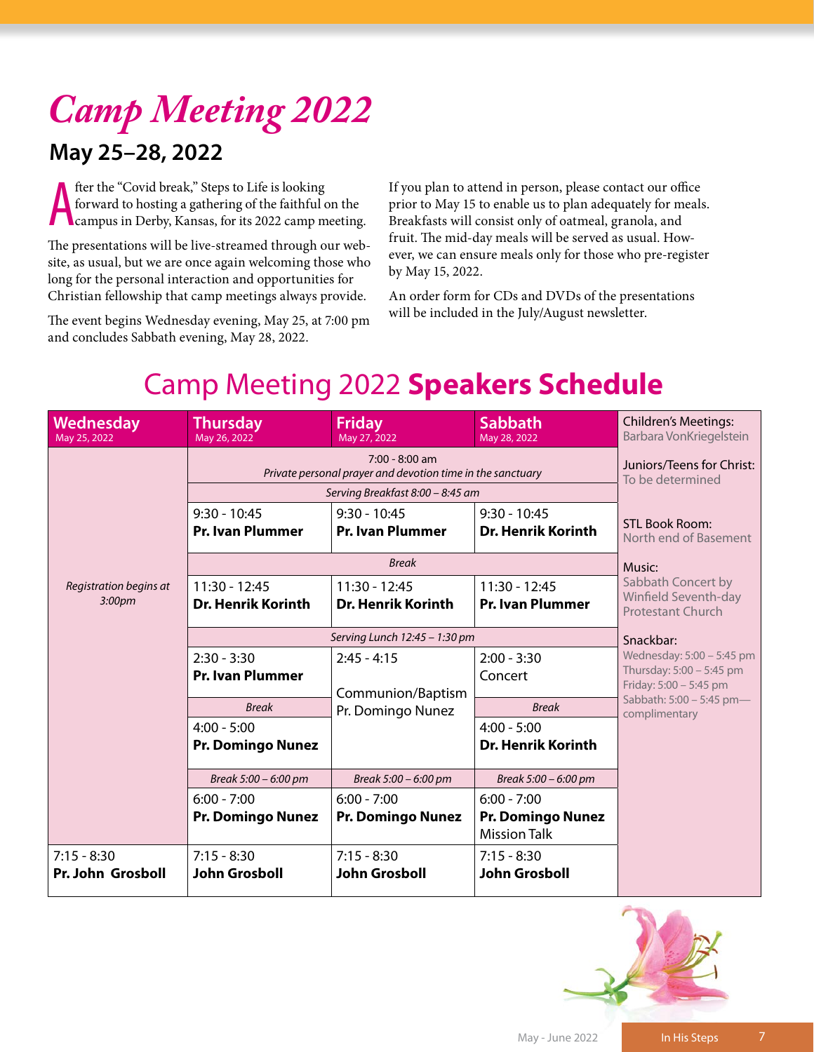# *Camp Meeting 2022*

## May 25–28, 2022

After the "Covid break," Steps to Life is looking forward to hosting a gathering of the faithful on the campus in Derby, Kansas, for its 2022 camp meeting.

The presentations will be live-streamed through our website, as usual, but we are once again welcoming those who long for the personal interaction and opportunities for Christian fellowship that camp meetings always provide.

The event begins Wednesday evening, May 25, at 7:00 pm and concludes Sabbath evening, May 28, 2022.

If you plan to attend in person, please contact our office prior to May 15 to enable us to plan adequately for meals. Breakfasts will consist only of oatmeal, granola, and fruit. The mid-day meals will be served as usual. However, we can ensure meals only for those who pre-register by May 15, 2022.

An order form for CDs and DVDs of the presentations will be included in the July/August newsletter.

## Camp Meeting 2022 **Speakers Schedule**

| Wednesday May 25, 2022 | Thursday May 26, 2022 | Friday May 27, 2022 | Sabbath May 28, 2022 |
|---|---|---|---|
| *Registration begins at 3:00pm* | 7:00 - 8:00 am *Private personal prayer and devotion time in the sanctuary* | | |
| | *Serving Breakfast 8:00 – 8:45 am* | | |
| | 9:30 - 10:45 **Pr. Ivan Plummer** | 9:30 - 10:45 **Pr. Ivan Plummer** | 9:30 - 10:45 **Dr. Henrik Korinth** |
| | *Break* | | |
| | 11:30 - 12:45 **Dr. Henrik Korinth** | 11:30 - 12:45 **Dr. Henrik Korinth** | 11:30 - 12:45 **Pr. Ivan Plummer** |
| | *Serving Lunch 12:45 – 1:30 pm* | | |
| | 2:30 - 3:30 **Pr. Ivan Plummer** | 2:45 - 4:15 Communion/Baptism Pr. Domingo Nunez | 2:00 - 3:30 Concert |
| | *Break* | | *Break* |
| | 4:00 - 5:00 **Pr. Domingo Nunez** | | 4:00 - 5:00 **Dr. Henrik Korinth** |
| | *Break 5:00 – 6:00 pm* | *Break 5:00 – 6:00 pm* | *Break 5:00 – 6:00 pm* |
| | 6:00 - 7:00 **Pr. Domingo Nunez** | 6:00 - 7:00 **Pr. Domingo Nunez** | 6:00 - 7:00 **Pr. Domingo Nunez** Mission Talk |
| 7:15 - 8:30 **Pr. John Grosboll** | 7:15 - 8:30 **John Grosboll** | 7:15 - 8:30 **John Grosboll** | 7:15 - 8:30 **John Grosboll** |

Children's Meetings: Barbara VonKriegelstein

Juniors/Teens for Christ: To be determined

STL Book Room: North end of Basement

Music: Sabbath Concert by Winfield Seventh-day Protestant Church

Snackbar:
Wednesday: 5:00 – 5:45 pm
Thursday: 5:00 – 5:45 pm
Friday: 5:00 – 5:45 pm
Sabbath: 5:00 – 5:45 pm—complimentary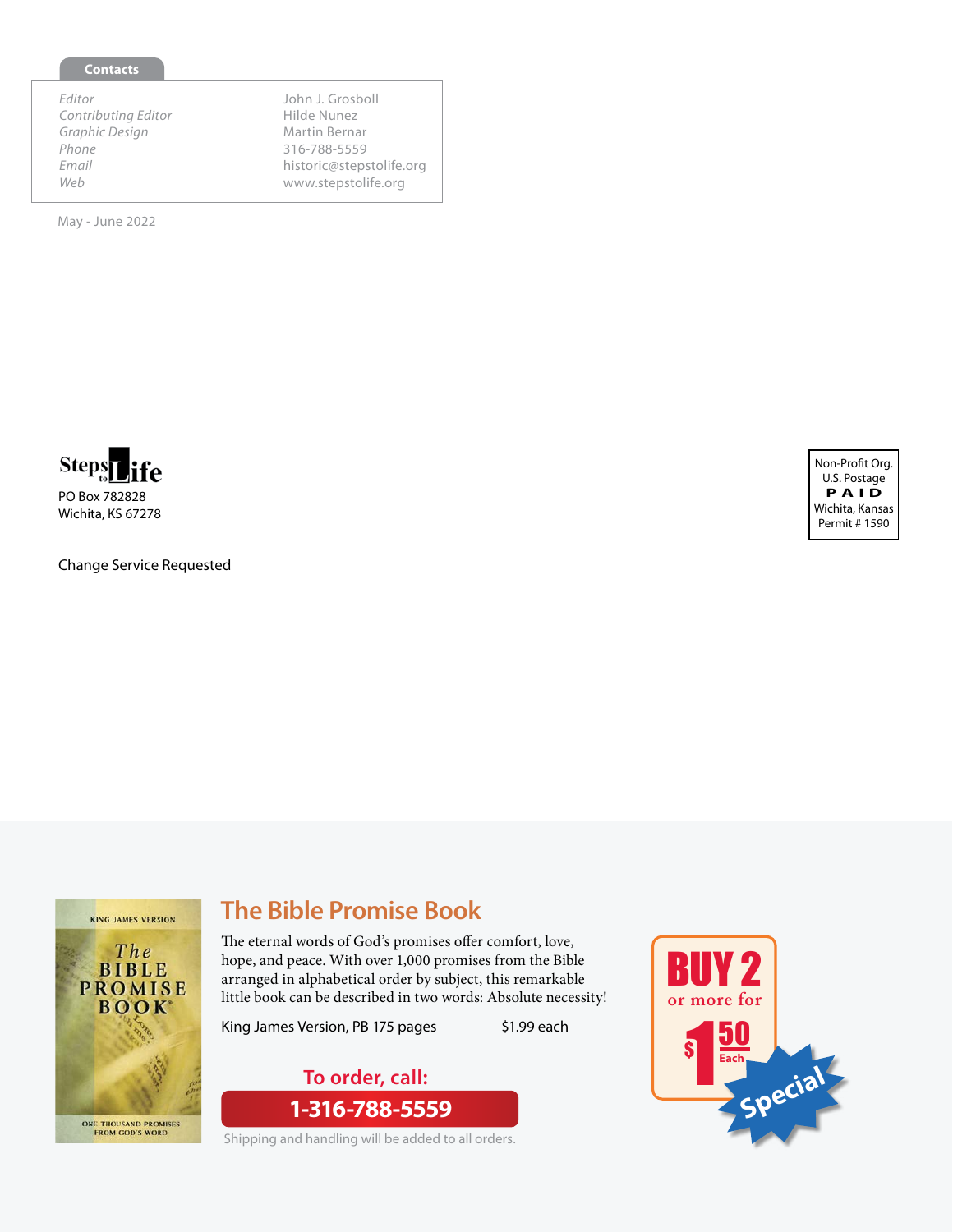**Contacts**

| | |
|---|---|
| *Editor* | John J. Grosboll |
| *Contributing Editor* | Hilde Nunez |
| *Graphic Design* | Martin Bernar |
| *Phone* | 316-788-5559 |
| *Email* | historic@stepstolife.org |
| *Web* | www.stepstolife.org |

May - June 2022

Steps to Life
PO Box 782828
Wichita, KS 67278

Change Service Requested

Non-Profit Org.
U.S. Postage
PAID
Wichita, Kansas
Permit # 1590

## The Bible Promise Book

The eternal words of God's promises offer comfort, love, hope, and peace. With over 1,000 promises from the Bible arranged in alphabetical order by subject, this remarkable little book can be described in two words: Absolute necessity!

King James Version, PB 175 pages $1.99 each

**To order, call:**

**1-316-788-5559**

Shipping and handling will be added to all orders.

BUY 2 or more for $1.50 Each

Special